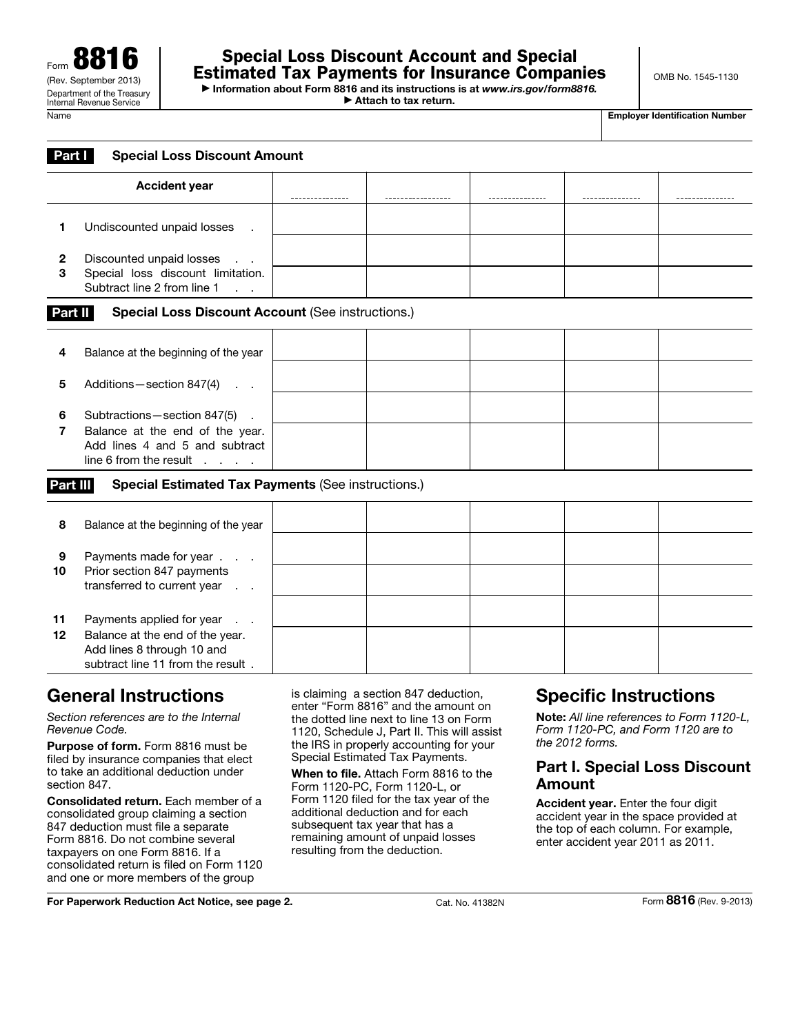Form **8816**
(Rev. September 2013)
Department of the Treasury
Internal Revenue Service

# Special Loss Discount Account and Special Estimated Tax Payments for Insurance Companies

▶ Information about Form 8816 and its instructions is at *www.irs.gov/form8816.*
▶ Attach to tax return.

OMB No. 1545-1130

| Name | Employer Identification Number |
|---|---|
| | |

**Part I — Special Loss Discount Amount**

| | Accident year | | | | | |
|---|---|---|---|---|---|---|
| **1** | Undiscounted unpaid losses | | | | | |
| **2** | Discounted unpaid losses | | | | | |
| **3** | Special loss discount limitation. Subtract line 2 from line 1 | | | | | |

**Part II — Special Loss Discount Account** (See instructions.)

| | | | | | | |
|---|---|---|---|---|---|---|
| **4** | Balance at the beginning of the year | | | | | |
| **5** | Additions—section 847(4) | | | | | |
| **6** | Subtractions—section 847(5) | | | | | |
| **7** | Balance at the end of the year. Add lines 4 and 5 and subtract line 6 from the result | | | | | |

**Part III — Special Estimated Tax Payments** (See instructions.)

| | | | | | | |
|---|---|---|---|---|---|---|
| **8** | Balance at the beginning of the year | | | | | |
| **9** | Payments made for year | | | | | |
| **10** | Prior section 847 payments transferred to current year | | | | | |
| **11** | Payments applied for year | | | | | |
| **12** | Balance at the end of the year. Add lines 8 through 10 and subtract line 11 from the result | | | | | |

## General Instructions

*Section references are to the Internal Revenue Code.*

**Purpose of form.** Form 8816 must be filed by insurance companies that elect to take an additional deduction under section 847.

**Consolidated return.** Each member of a consolidated group claiming a section 847 deduction must file a separate Form 8816. Do not combine several taxpayers on one Form 8816. If a consolidated return is filed on Form 1120 and one or more members of the group is claiming a section 847 deduction, enter "Form 8816" and the amount on the dotted line next to line 13 on Form 1120, Schedule J, Part II. This will assist the IRS in properly accounting for your Special Estimated Tax Payments.

**When to file.** Attach Form 8816 to the Form 1120-PC, Form 1120-L, or Form 1120 filed for the tax year of the additional deduction and for each subsequent tax year that has a remaining amount of unpaid losses resulting from the deduction.

## Specific Instructions

**Note:** *All line references to Form 1120-L, Form 1120-PC, and Form 1120 are to the 2012 forms.*

### Part I. Special Loss Discount Amount

**Accident year.** Enter the four digit accident year in the space provided at the top of each column. For example, enter accident year 2011 as 2011.

**For Paperwork Reduction Act Notice, see page 2.** Cat. No. 41382N Form **8816** (Rev. 9-2013)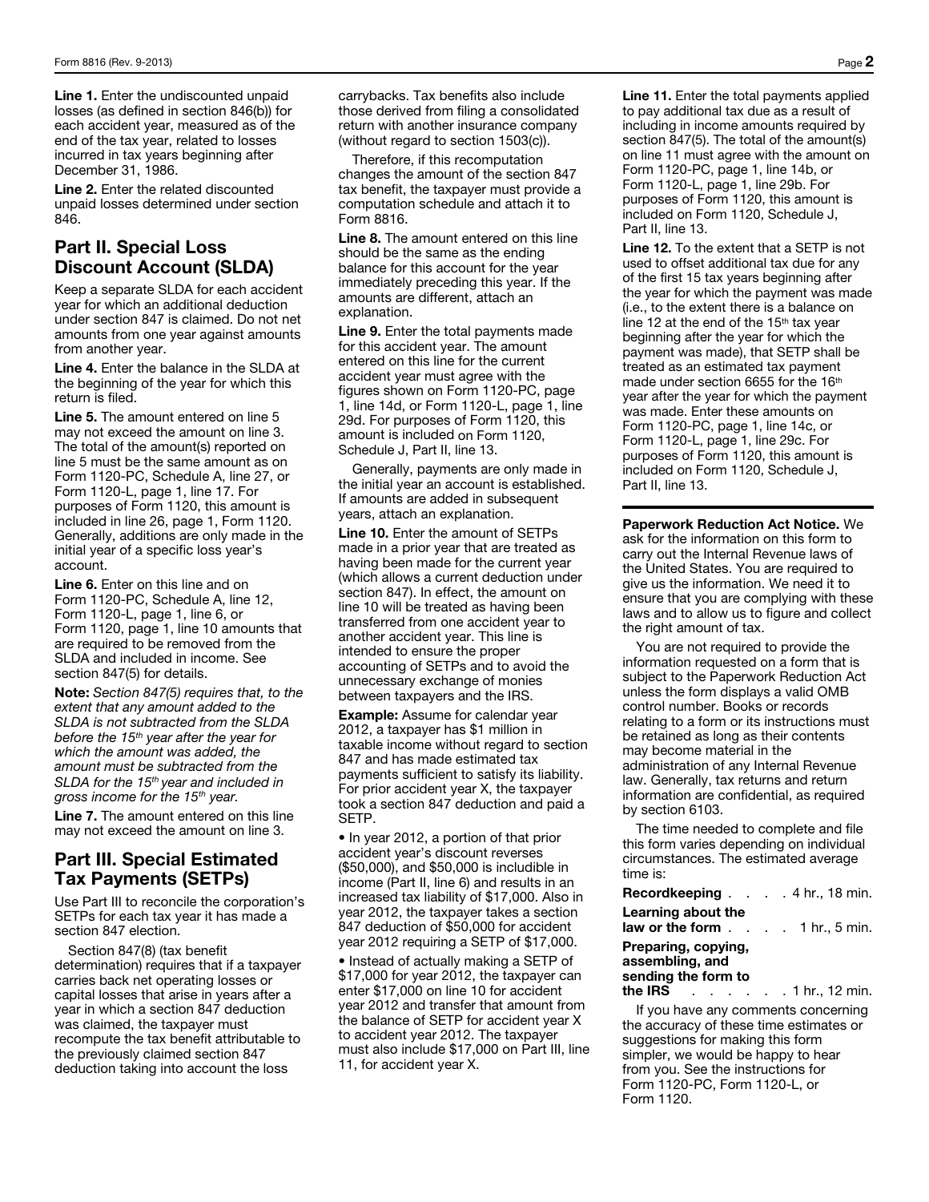**Line 1.** Enter the undiscounted unpaid losses (as defined in section 846(b)) for each accident year, measured as of the end of the tax year, related to losses incurred in tax years beginning after December 31, 1986.

**Line 2.** Enter the related discounted unpaid losses determined under section 846.

## Part II. Special Loss Discount Account (SLDA)

Keep a separate SLDA for each accident year for which an additional deduction under section 847 is claimed. Do not net amounts from one year against amounts from another year.

**Line 4.** Enter the balance in the SLDA at the beginning of the year for which this return is filed.

**Line 5.** The amount entered on line 5 may not exceed the amount on line 3. The total of the amount(s) reported on line 5 must be the same amount as on Form 1120-PC, Schedule A, line 27, or Form 1120-L, page 1, line 17. For purposes of Form 1120, this amount is included in line 26, page 1, Form 1120. Generally, additions are only made in the initial year of a specific loss year's account.

**Line 6.** Enter on this line and on Form 1120-PC, Schedule A, line 12, Form 1120-L, page 1, line 6, or Form 1120, page 1, line 10 amounts that are required to be removed from the SLDA and included in income. See section 847(5) for details.

**Note:** *Section 847(5) requires that, to the extent that any amount added to the SLDA is not subtracted from the SLDA before the 15th year after the year for which the amount was added, the amount must be subtracted from the SLDA for the 15th year and included in gross income for the 15th year.*

**Line 7.** The amount entered on this line may not exceed the amount on line 3.

## Part III. Special Estimated Tax Payments (SETPs)

Use Part III to reconcile the corporation's SETPs for each tax year it has made a section 847 election.

Section 847(8) (tax benefit determination) requires that if a taxpayer carries back net operating losses or capital losses that arise in years after a year in which a section 847 deduction was claimed, the taxpayer must recompute the tax benefit attributable to the previously claimed section 847 deduction taking into account the loss carrybacks. Tax benefits also include those derived from filing a consolidated return with another insurance company (without regard to section 1503(c)).

Therefore, if this recomputation changes the amount of the section 847 tax benefit, the taxpayer must provide a computation schedule and attach it to Form 8816.

**Line 8.** The amount entered on this line should be the same as the ending balance for this account for the year immediately preceding this year. If the amounts are different, attach an explanation.

**Line 9.** Enter the total payments made for this accident year. The amount entered on this line for the current accident year must agree with the figures shown on Form 1120-PC, page 1, line 14d, or Form 1120-L, page 1, line 29d. For purposes of Form 1120, this amount is included on Form 1120, Schedule J, Part II, line 13.

Generally, payments are only made in the initial year an account is established. If amounts are added in subsequent years, attach an explanation.

**Line 10.** Enter the amount of SETPs made in a prior year that are treated as having been made for the current year (which allows a current deduction under section 847). In effect, the amount on line 10 will be treated as having been transferred from one accident year to another accident year. This line is intended to ensure the proper accounting of SETPs and to avoid the unnecessary exchange of monies between taxpayers and the IRS.

**Example:** Assume for calendar year 2012, a taxpayer has $1 million in taxable income without regard to section 847 and has made estimated tax payments sufficient to satisfy its liability. For prior accident year X, the taxpayer took a section 847 deduction and paid a SETP.

- In year 2012, a portion of that prior accident year's discount reverses ($50,000), and $50,000 is includible in income (Part II, line 6) and results in an increased tax liability of $17,000. Also in year 2012, the taxpayer takes a section 847 deduction of $50,000 for accident year 2012 requiring a SETP of $17,000.
- Instead of actually making a SETP of $17,000 for year 2012, the taxpayer can enter $17,000 on line 10 for accident year 2012 and transfer that amount from the balance of SETP for accident year X to accident year 2012. The taxpayer must also include $17,000 on Part III, line 11, for accident year X.

**Line 11.** Enter the total payments applied to pay additional tax due as a result of including in income amounts required by section 847(5). The total of the amount(s) on line 11 must agree with the amount on Form 1120-PC, page 1, line 14b, or Form 1120-L, page 1, line 29b. For purposes of Form 1120, this amount is included on Form 1120, Schedule J, Part II, line 13.

**Line 12.** To the extent that a SETP is not used to offset additional tax due for any of the first 15 tax years beginning after the year for which the payment was made (i.e., to the extent there is a balance on line 12 at the end of the 15th tax year beginning after the year for which the payment was made), that SETP shall be treated as an estimated tax payment made under section 6655 for the 16th year after the year for which the payment was made. Enter these amounts on Form 1120-PC, page 1, line 14c, or Form 1120-L, page 1, line 29c. For purposes of Form 1120, this amount is included on Form 1120, Schedule J, Part II, line 13.

**Paperwork Reduction Act Notice.** We ask for the information on this form to carry out the Internal Revenue laws of the United States. You are required to give us the information. We need it to ensure that you are complying with these laws and to allow us to figure and collect the right amount of tax.

You are not required to provide the information requested on a form that is subject to the Paperwork Reduction Act unless the form displays a valid OMB control number. Books or records relating to a form or its instructions must be retained as long as their contents may become material in the administration of any Internal Revenue law. Generally, tax returns and return information are confidential, as required by section 6103.

The time needed to complete and file this form varies depending on individual circumstances. The estimated average time is:

| | |
|---|---|
| **Recordkeeping** | 4 hr., 18 min. |
| **Learning about the law or the form** | 1 hr., 5 min. |
| **Preparing, copying, assembling, and sending the form to the IRS** | 1 hr., 12 min. |

If you have any comments concerning the accuracy of these time estimates or suggestions for making this form simpler, we would be happy to hear from you. See the instructions for Form 1120-PC, Form 1120-L, or Form 1120.